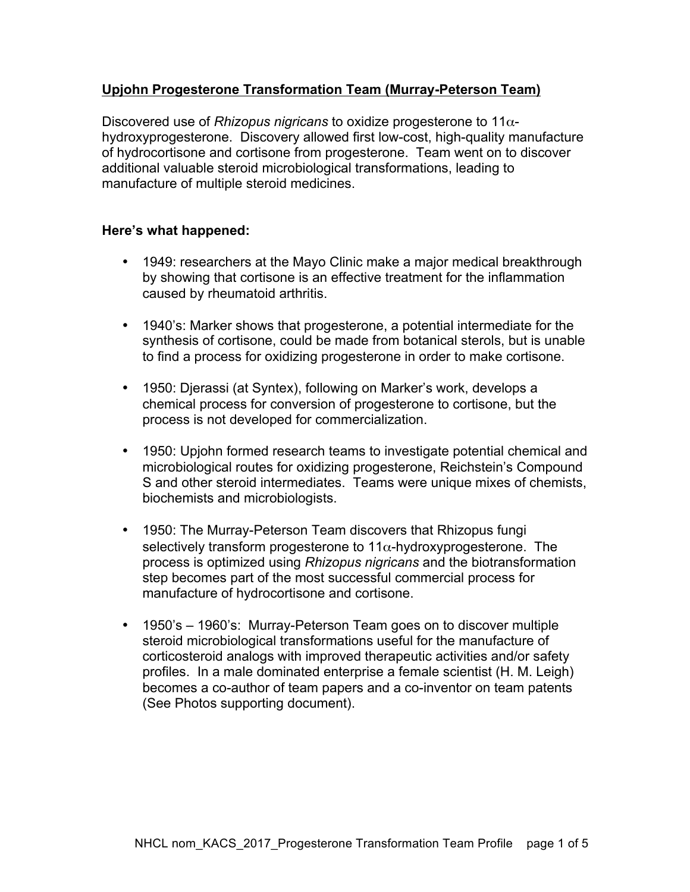**Upjohn Progesterone Transformation Team (Murray-Peterson Team)**

Discovered use of *Rhizopus nigricans* to oxidize progesterone to 11α-hydroxyprogesterone. Discovery allowed first low-cost, high-quality manufacture of hydrocortisone and cortisone from progesterone. Team went on to discover additional valuable steroid microbiological transformations, leading to manufacture of multiple steroid medicines.

**Here's what happened:**

- 1949: researchers at the Mayo Clinic make a major medical breakthrough by showing that cortisone is an effective treatment for the inflammation caused by rheumatoid arthritis.
- 1940's: Marker shows that progesterone, a potential intermediate for the synthesis of cortisone, could be made from botanical sterols, but is unable to find a process for oxidizing progesterone in order to make cortisone.
- 1950: Djerassi (at Syntex), following on Marker's work, develops a chemical process for conversion of progesterone to cortisone, but the process is not developed for commercialization.
- 1950: Upjohn formed research teams to investigate potential chemical and microbiological routes for oxidizing progesterone, Reichstein's Compound S and other steroid intermediates. Teams were unique mixes of chemists, biochemists and microbiologists.
- 1950: The Murray-Peterson Team discovers that Rhizopus fungi selectively transform progesterone to 11α-hydroxyprogesterone. The process is optimized using *Rhizopus nigricans* and the biotransformation step becomes part of the most successful commercial process for manufacture of hydrocortisone and cortisone.
- 1950's – 1960's: Murray-Peterson Team goes on to discover multiple steroid microbiological transformations useful for the manufacture of corticosteroid analogs with improved therapeutic activities and/or safety profiles. In a male dominated enterprise a female scientist (H. M. Leigh) becomes a co-author of team papers and a co-inventor on team patents (See Photos supporting document).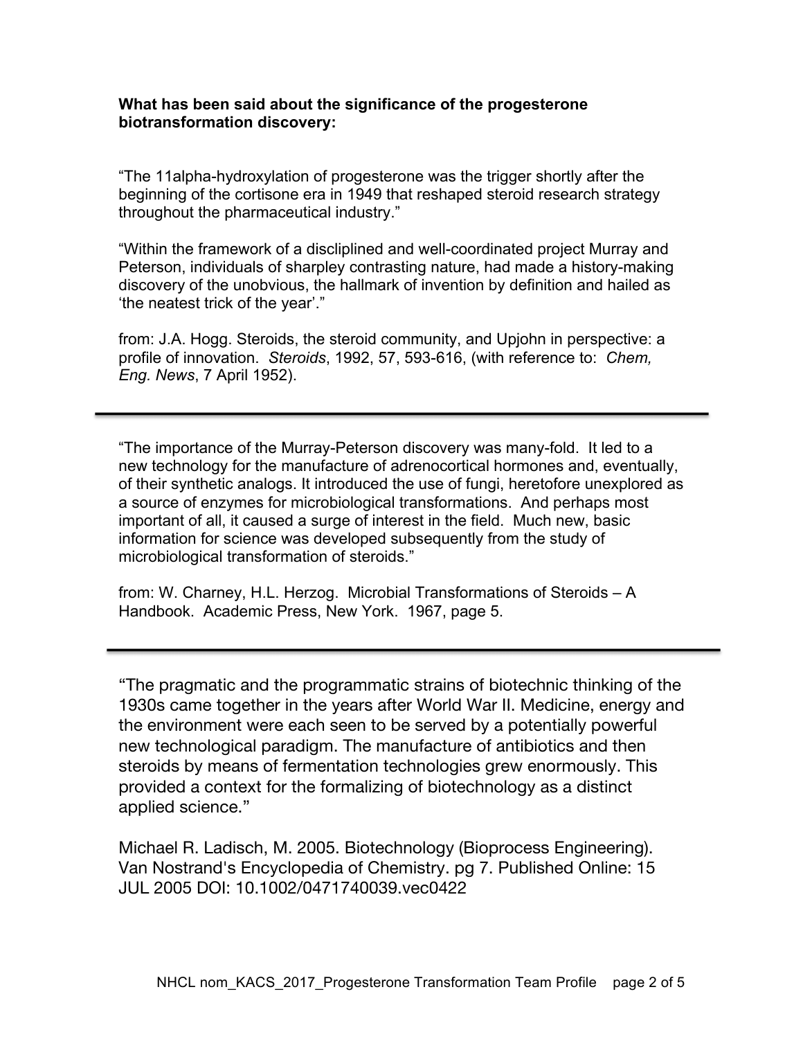**What has been said about the significance of the progesterone biotransformation discovery:**

“The 11alpha-hydroxylation of progesterone was the trigger shortly after the beginning of the cortisone era in 1949 that reshaped steroid research strategy throughout the pharmaceutical industry.”

“Within the framework of a displined and well-coordinated project Murray and Peterson, individuals of sharpley contrasting nature, had made a history-making discovery of the unobvious, the hallmark of invention by definition and hailed as ‘the neatest trick of the year’.”

from: J.A. Hogg. Steroids, the steroid community, and Upjohn in perspective: a profile of innovation. *Steroids*, 1992, 57, 593-616, (with reference to: *Chem, Eng. News*, 7 April 1952).

---

“The importance of the Murray-Peterson discovery was many-fold. It led to a new technology for the manufacture of adrenocortical hormones and, eventually, of their synthetic analogs. It introduced the use of fungi, heretofore unexplored as a source of enzymes for microbiological transformations. And perhaps most important of all, it caused a surge of interest in the field. Much new, basic information for science was developed subsequently from the study of microbiological transformation of steroids.”

from: W. Charney, H.L. Herzog. Microbial Transformations of Steroids – A Handbook. Academic Press, New York. 1967, page 5.

---

“The pragmatic and the programmatic strains of biotechnic thinking of the 1930s came together in the years after World War II. Medicine, energy and the environment were each seen to be served by a potentially powerful new technological paradigm. The manufacture of antibiotics and then steroids by means of fermentation technologies grew enormously. This provided a context for the formalizing of biotechnology as a distinct applied science.”

Michael R. Ladisch, M. 2005. Biotechnology (Bioprocess Engineering). Van Nostrand's Encyclopedia of Chemistry. pg 7. Published Online: 15 JUL 2005 DOI: 10.1002/0471740039.vec0422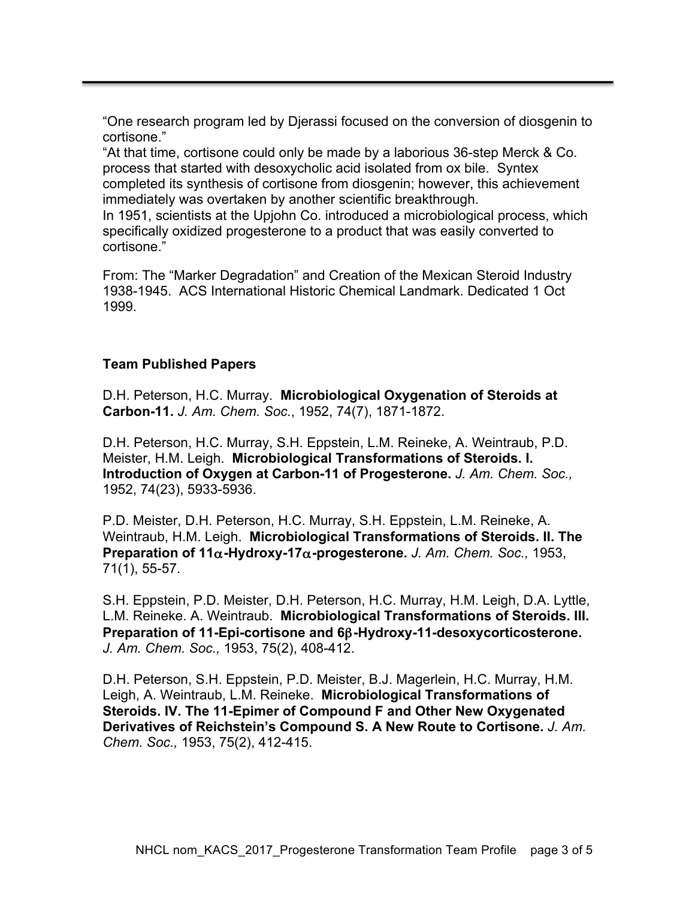"One research program led by Djerassi focused on the conversion of diosgenin to cortisone."

"At that time, cortisone could only be made by a laborious 36-step Merck & Co. process that started with desoxycholic acid isolated from ox bile. Syntex completed its synthesis of cortisone from diosgenin; however, this achievement immediately was overtaken by another scientific breakthrough.

In 1951, scientists at the Upjohn Co. introduced a microbiological process, which specifically oxidized progesterone to a product that was easily converted to cortisone."

From: The "Marker Degradation" and Creation of the Mexican Steroid Industry 1938-1945. ACS International Historic Chemical Landmark. Dedicated 1 Oct 1999.

**Team Published Papers**

D.H. Peterson, H.C. Murray. **Microbiological Oxygenation of Steroids at Carbon-11.** *J. Am. Chem. Soc.*, 1952, 74(7), 1871-1872.

D.H. Peterson, H.C. Murray, S.H. Eppstein, L.M. Reineke, A. Weintraub, P.D. Meister, H.M. Leigh. **Microbiological Transformations of Steroids. I. Introduction of Oxygen at Carbon-11 of Progesterone.** *J. Am. Chem. Soc.,* 1952, 74(23), 5933-5936.

P.D. Meister, D.H. Peterson, H.C. Murray, S.H. Eppstein, L.M. Reineke, A. Weintraub, H.M. Leigh. **Microbiological Transformations of Steroids. II. The Preparation of 11$\alpha$-Hydroxy-17$\alpha$-progesterone.** *J. Am. Chem. Soc.,* 1953, 71(1), 55-57.

S.H. Eppstein, P.D. Meister, D.H. Peterson, H.C. Murray, H.M. Leigh, D.A. Lyttle, L.M. Reineke. A. Weintraub. **Microbiological Transformations of Steroids. III. Preparation of 11-Epi-cortisone and 6$\beta$-Hydroxy-11-desoxycorticosterone.** *J. Am. Chem. Soc.,* 1953, 75(2), 408-412.

D.H. Peterson, S.H. Eppstein, P.D. Meister, B.J. Magerlein, H.C. Murray, H.M. Leigh, A. Weintraub, L.M. Reineke. **Microbiological Transformations of Steroids. IV. The 11-Epimer of Compound F and Other New Oxygenated Derivatives of Reichstein's Compound S. A New Route to Cortisone.** *J. Am. Chem. Soc.,* 1953, 75(2), 412-415.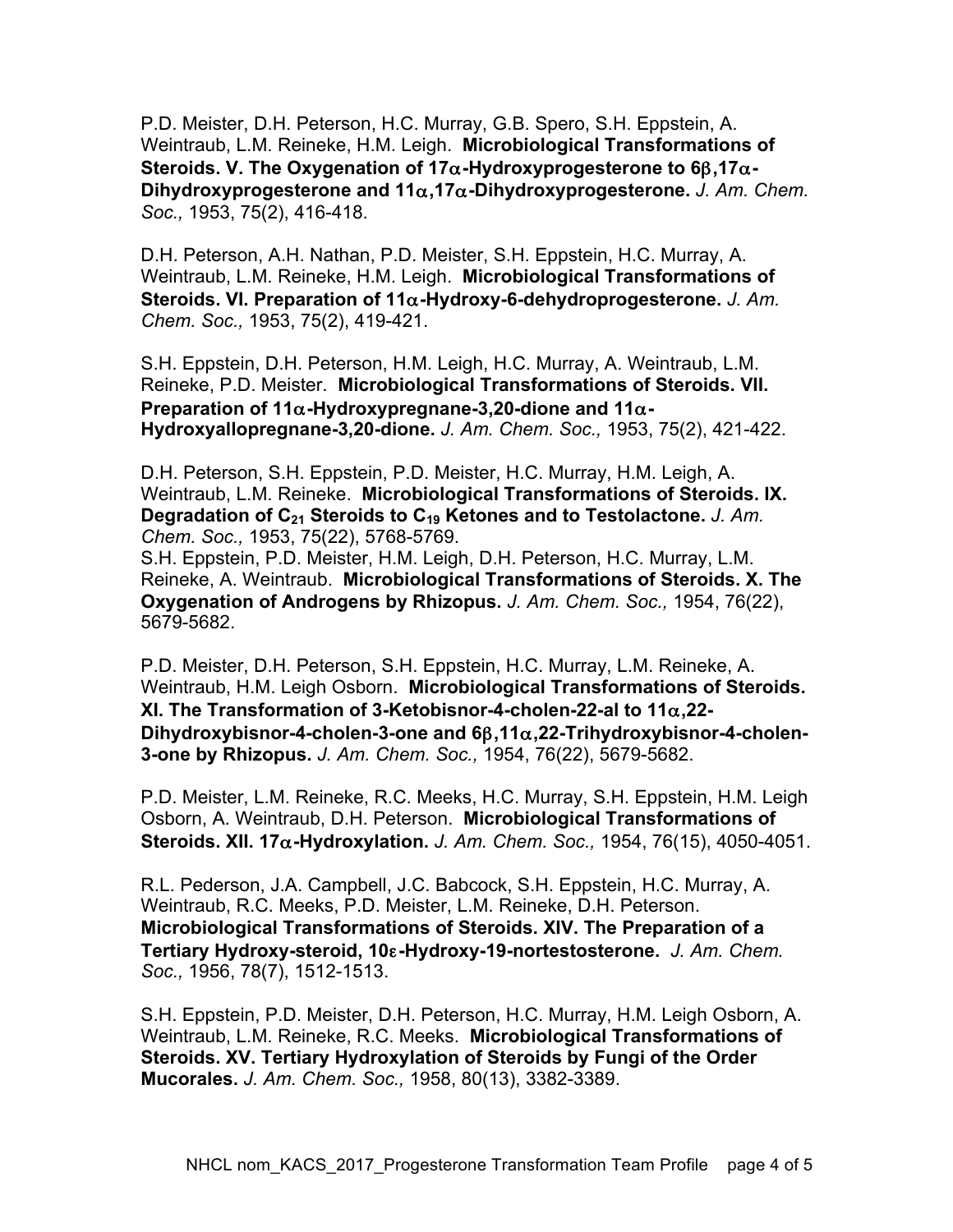P.D. Meister, D.H. Peterson, H.C. Murray, G.B. Spero, S.H. Eppstein, A. Weintraub, L.M. Reineke, H.M. Leigh. **Microbiological Transformations of Steroids. V. The Oxygenation of 17$\alpha$-Hydroxyprogesterone to 6$\beta$,17$\alpha$-Dihydroxyprogesterone and 11$\alpha$,17$\alpha$-Dihydroxyprogesterone.** *J. Am. Chem. Soc.,* 1953, 75(2), 416-418.

D.H. Peterson, A.H. Nathan, P.D. Meister, S.H. Eppstein, H.C. Murray, A. Weintraub, L.M. Reineke, H.M. Leigh. **Microbiological Transformations of Steroids. VI. Preparation of 11$\alpha$-Hydroxy-6-dehydroprogesterone.** *J. Am. Chem. Soc.,* 1953, 75(2), 419-421.

S.H. Eppstein, D.H. Peterson, H.M. Leigh, H.C. Murray, A. Weintraub, L.M. Reineke, P.D. Meister. **Microbiological Transformations of Steroids. VII. Preparation of 11$\alpha$-Hydroxypregnane-3,20-dione and 11$\alpha$-Hydroxyallopregnane-3,20-dione.** *J. Am. Chem. Soc.,* 1953, 75(2), 421-422.

D.H. Peterson, S.H. Eppstein, P.D. Meister, H.C. Murray, H.M. Leigh, A. Weintraub, L.M. Reineke. **Microbiological Transformations of Steroids. IX. Degradation of $C_{21}$ Steroids to $C_{19}$ Ketones and to Testolactone.** *J. Am. Chem. Soc.,* 1953, 75(22), 5768-5769.

S.H. Eppstein, P.D. Meister, H.M. Leigh, D.H. Peterson, H.C. Murray, L.M. Reineke, A. Weintraub. **Microbiological Transformations of Steroids. X. The Oxygenation of Androgens by Rhizopus.** *J. Am. Chem. Soc.,* 1954, 76(22), 5679-5682.

P.D. Meister, D.H. Peterson, S.H. Eppstein, H.C. Murray, L.M. Reineke, A. Weintraub, H.M. Leigh Osborn. **Microbiological Transformations of Steroids. XI. The Transformation of 3-Ketobisnor-4-cholen-22-al to 11$\alpha$,22-Dihydroxybisnor-4-cholen-3-one and 6$\beta$,11$\alpha$,22-Trihydroxybisnor-4-cholen-3-one by Rhizopus.** *J. Am. Chem. Soc.,* 1954, 76(22), 5679-5682.

P.D. Meister, L.M. Reineke, R.C. Meeks, H.C. Murray, S.H. Eppstein, H.M. Leigh Osborn, A. Weintraub, D.H. Peterson. **Microbiological Transformations of Steroids. XII. 17$\alpha$-Hydroxylation.** *J. Am. Chem. Soc.,* 1954, 76(15), 4050-4051.

R.L. Pederson, J.A. Campbell, J.C. Babcock, S.H. Eppstein, H.C. Murray, A. Weintraub, R.C. Meeks, P.D. Meister, L.M. Reineke, D.H. Peterson. **Microbiological Transformations of Steroids. XIV. The Preparation of a Tertiary Hydroxy-steroid, 10$\varepsilon$-Hydroxy-19-nortestosterone.** *J. Am. Chem. Soc.,* 1956, 78(7), 1512-1513.

S.H. Eppstein, P.D. Meister, D.H. Peterson, H.C. Murray, H.M. Leigh Osborn, A. Weintraub, L.M. Reineke, R.C. Meeks. **Microbiological Transformations of Steroids. XV. Tertiary Hydroxylation of Steroids by Fungi of the Order Mucorales.** *J. Am. Chem. Soc.,* 1958, 80(13), 3382-3389.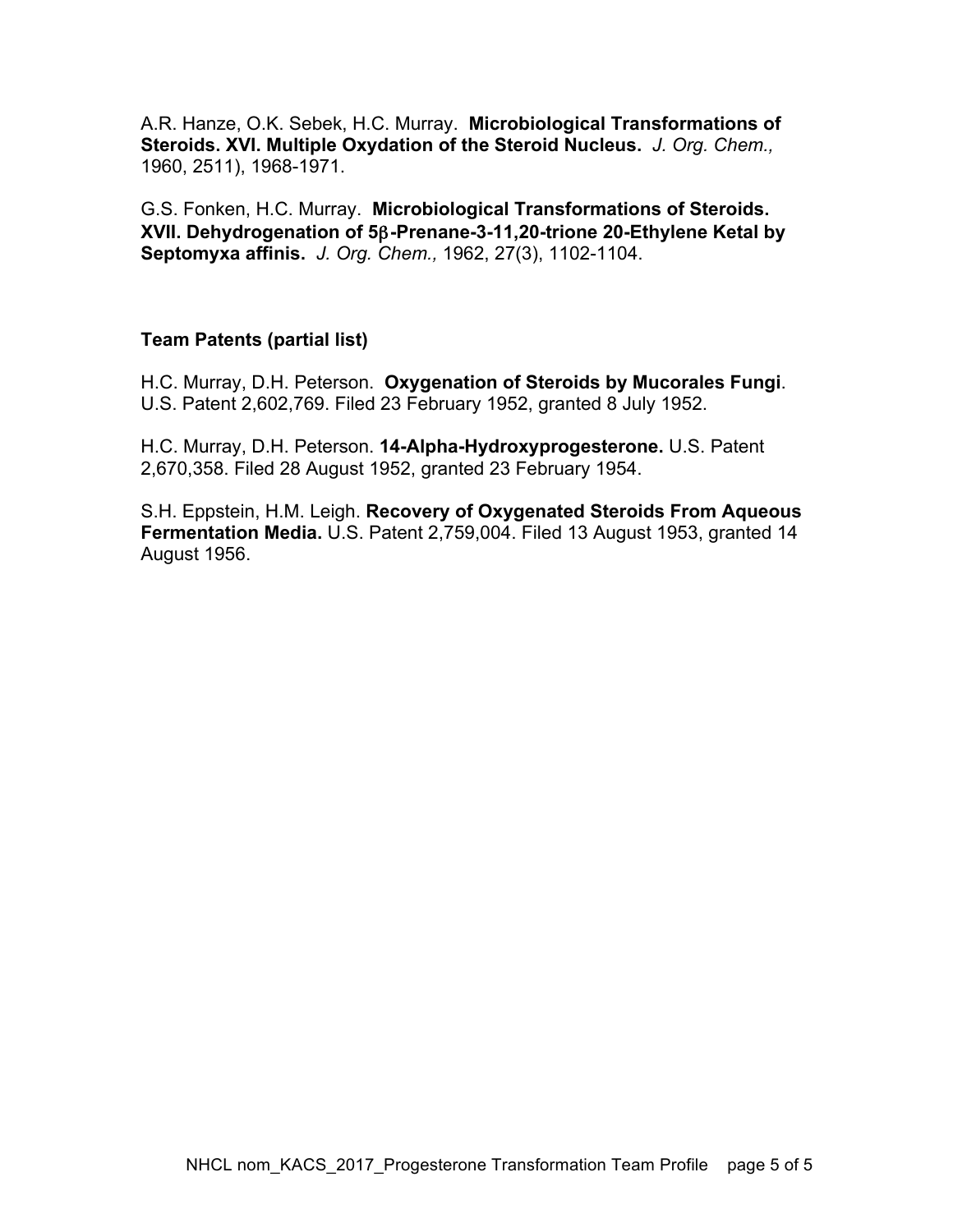A.R. Hanze, O.K. Sebek, H.C. Murray. **Microbiological Transformations of Steroids. XVI. Multiple Oxydation of the Steroid Nucleus.** *J. Org. Chem.,* 1960, 2511), 1968-1971.

G.S. Fonken, H.C. Murray. **Microbiological Transformations of Steroids. XVII. Dehydrogenation of 5β-Prenane-3-11,20-trione 20-Ethylene Ketal by Septomyxa affinis.** *J. Org. Chem.,* 1962, 27(3), 1102-1104.

### Team Patents (partial list)

H.C. Murray, D.H. Peterson. **Oxygenation of Steroids by Mucorales Fungi**. U.S. Patent 2,602,769. Filed 23 February 1952, granted 8 July 1952.

H.C. Murray, D.H. Peterson. **14-Alpha-Hydroxyprogesterone.** U.S. Patent 2,670,358. Filed 28 August 1952, granted 23 February 1954.

S.H. Eppstein, H.M. Leigh. **Recovery of Oxygenated Steroids From Aqueous Fermentation Media.** U.S. Patent 2,759,004. Filed 13 August 1953, granted 14 August 1956.